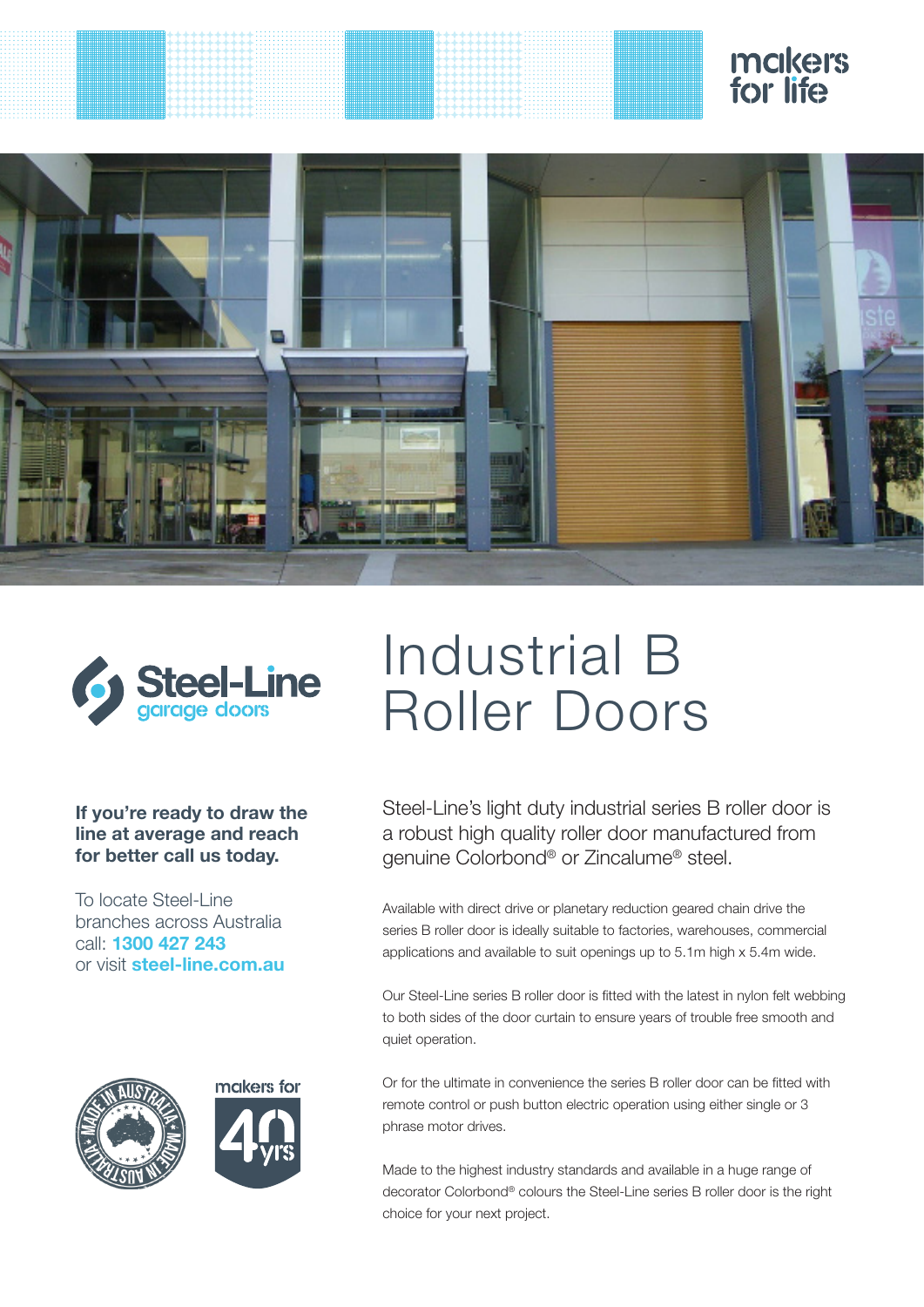makers for life

Steel-Line garage doors

# Industrial B Roller Doors

**If you're ready to draw the line at average and reach for better call us today.**

To locate Steel-Line branches across Australia call: **1300 427 243**
or visit **steel-line.com.au**

MADE IN AUSTRALIA

makers for 40 yrs

Steel-Line's light duty industrial series B roller door is a robust high quality roller door manufactured from genuine Colorbond® or Zincalume® steel.

Available with direct drive or planetary reduction geared chain drive the series B roller door is ideally suitable to factories, warehouses, commercial applications and available to suit openings up to 5.1m high x 5.4m wide.

Our Steel-Line series B roller door is fitted with the latest in nylon felt webbing to both sides of the door curtain to ensure years of trouble free smooth and quiet operation.

Or for the ultimate in convenience the series B roller door can be fitted with remote control or push button electric operation using either single or 3 phrase motor drives.

Made to the highest industry standards and available in a huge range of decorator Colorbond® colours the Steel-Line series B roller door is the right choice for your next project.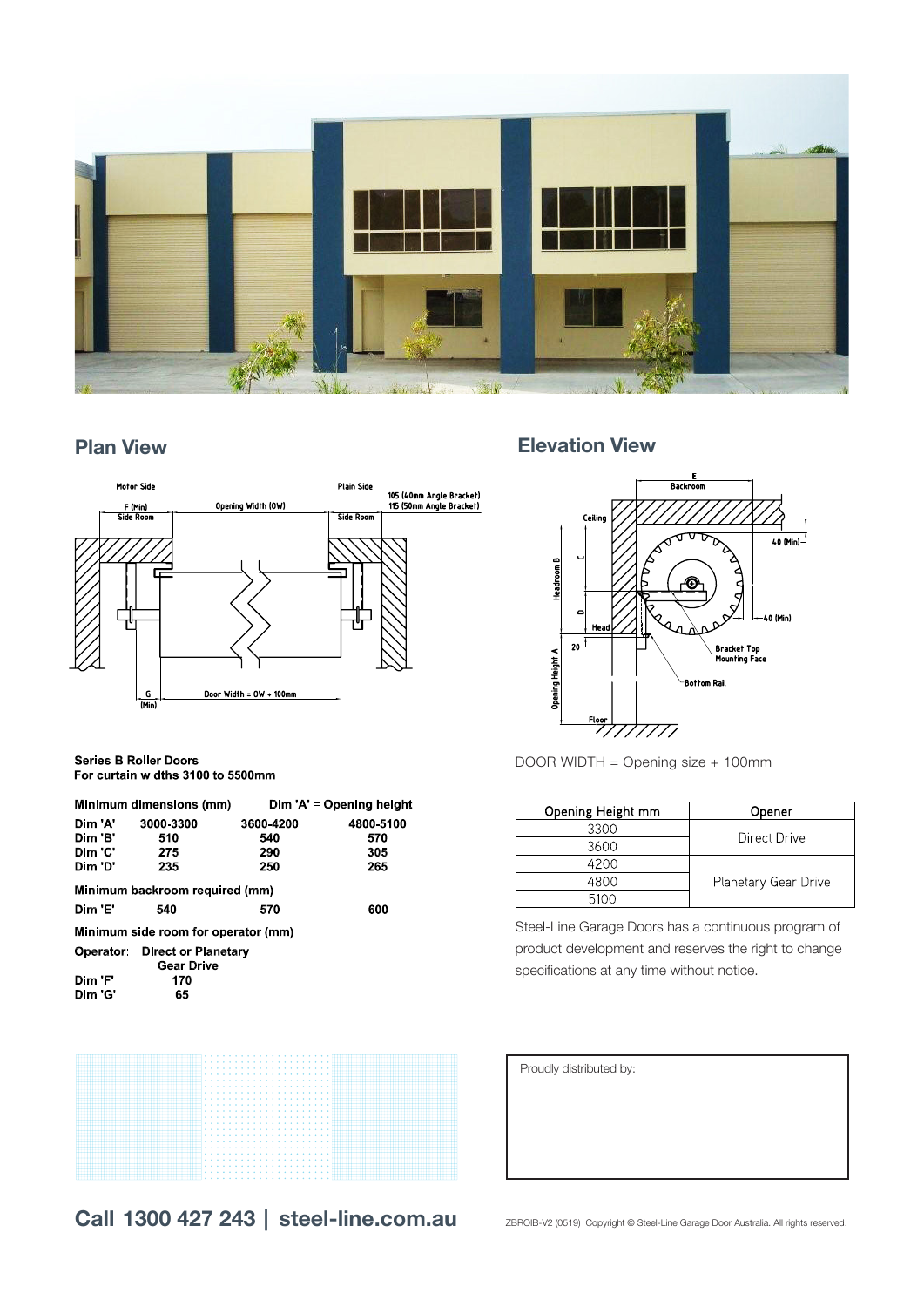## Plan View

Motor Side

Plain Side

105 (40mm Angle Bracket)
115 (50mm Angle Bracket)

F (Min)
Side Room

Opening Width (OW)

Side Room

G (Min)

Door Width = OW + 100mm

**Series B Roller Doors**
**For curtain widths 3100 to 5500mm**

| Minimum dimensions (mm) | Dim 'A' = Opening height | | |
|---|---|---|---|
| Dim 'A' | 3000-3300 | 3600-4200 | 4800-5100 |
| Dim 'B' | 510 | 540 | 570 |
| Dim 'C' | 275 | 290 | 305 |
| Dim 'D' | 235 | 250 | 265 |

**Minimum backroom required (mm)**

| | | | |
|---|---|---|---|
| Dim 'E' | 540 | 570 | 600 |

**Minimum side room for operator (mm)**

| Operator: | Direct or Planetary Gear Drive |
|---|---|
| Dim 'F' | 170 |
| Dim 'G' | 65 |

## Elevation View

E
Backroom

Ceiling

Headroom B

C

D

Head

20

Opening Height A

Floor

40 (Min)

40 (Min)

Bracket Top Mounting Face

Bottom Rail

DOOR WIDTH = Opening size + 100mm

| Opening Height mm | Opener |
|---|---|
| 3300 | Direct Drive |
| 3600 | |
| 4200 | Planetary Gear Drive |
| 4800 | |
| 5100 | |

Steel-Line Garage Doors has a continuous program of product development and reserves the right to change specifications at any time without notice.

Proudly distributed by:

**Call 1300 427 243 | steel-line.com.au**

ZBROIB-V2 (0519) Copyright © Steel-Line Garage Door Australia. All rights reserved.